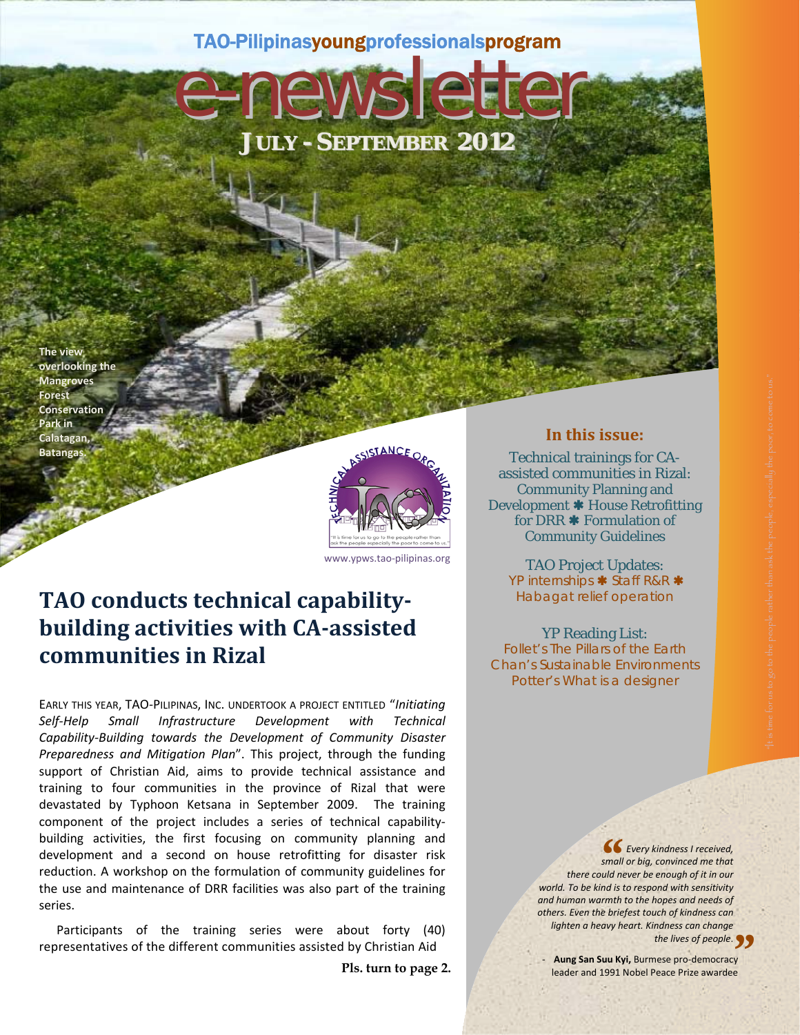TAO-Pilipinasyoungprofessionalsprogram

# e-newsletter

**JULY - SEPTEMBER 2012**

The view overlooking the Mangroves Forest Conservation Park in Calatagan, Batangas.

TECHNICAL ASSISTANCE ORGANIZATION

"It is time for us to go to the people rather than ask the people especially the poor to come to us."

www.ypws.tao-pilipinas.org

**In this issue:**

Technical trainings for CA-assisted communities in Rizal: Community Planning and Development ✱ House Retrofitting for DRR ✱ Formulation of Community Guidelines

TAO Project Updates:
YP internships ✱ Staff R&R ✱ Habagat relief operation

YP Reading List:
Follet's The Pillars of the Earth
Chan's Sustainable Environments
Potter's What is a designer

## TAO conducts technical capability-building activities with CA-assisted communities in Rizal

EARLY THIS YEAR, TAO-PILIPINAS, INC. UNDERTOOK A PROJECT ENTITLED "*Initiating Self-Help Small Infrastructure Development with Technical Capability-Building towards the Development of Community Disaster Preparedness and Mitigation Plan*". This project, through the funding support of Christian Aid, aims to provide technical assistance and training to four communities in the province of Rizal that were devastated by Typhoon Ketsana in September 2009. The training component of the project includes a series of technical capability-building activities, the first focusing on community planning and development and a second on house retrofitting for disaster risk reduction. A workshop on the formulation of community guidelines for the use and maintenance of DRR facilities was also part of the training series.

Participants of the training series were about forty (40) representatives of the different communities assisted by Christian Aid

**Pls. turn to page 2.**

> *"Every kindness I received, small or big, convinced me that there could never be enough of it in our world. To be kind is to respond with sensitivity and human warmth to the hopes and needs of others. Even the briefest touch of kindness can lighten a heavy heart. Kindness can change the lives of people."*
>
> - **Aung San Suu Kyi,** Burmese pro-democracy leader and 1991 Nobel Peace Prize awardee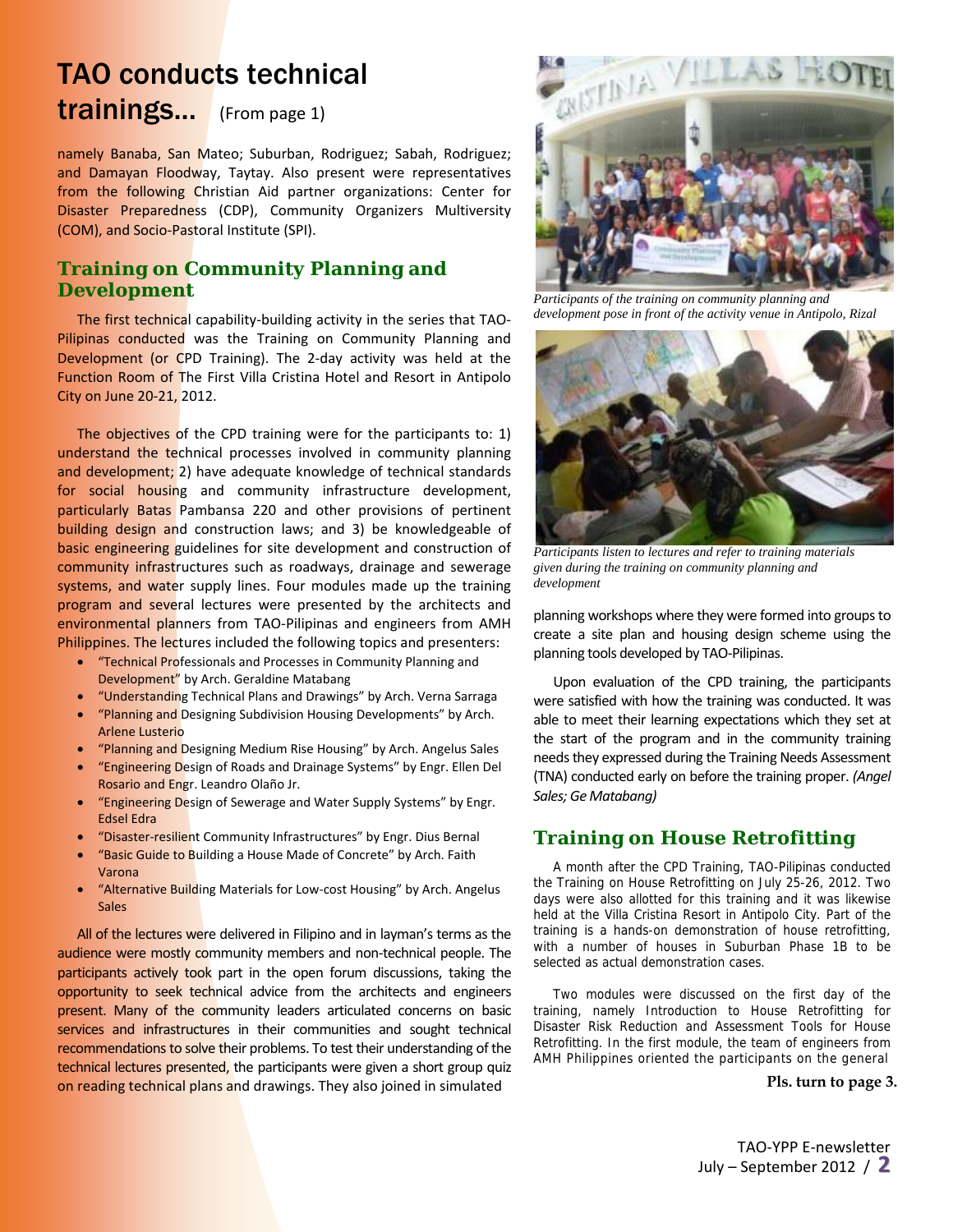# TAO conducts technical trainings... (From page 1)

namely Banaba, San Mateo; Suburban, Rodriguez; Sabah, Rodriguez; and Damayan Floodway, Taytay. Also present were representatives from the following Christian Aid partner organizations: Center for Disaster Preparedness (CDP), Community Organizers Multiversity (COM), and Socio-Pastoral Institute (SPI).

## Training on Community Planning and Development

The first technical capability-building activity in the series that TAO-Pilipinas conducted was the Training on Community Planning and Development (or CPD Training). The 2-day activity was held at the Function Room of The First Villa Cristina Hotel and Resort in Antipolo City on June 20-21, 2012.

The objectives of the CPD training were for the participants to: 1) understand the technical processes involved in community planning and development; 2) have adequate knowledge of technical standards for social housing and community infrastructure development, particularly Batas Pambansa 220 and other provisions of pertinent building design and construction laws; and 3) be knowledgeable of basic engineering guidelines for site development and construction of community infrastructures such as roadways, drainage and sewerage systems, and water supply lines. Four modules made up the training program and several lectures were presented by the architects and environmental planners from TAO-Pilipinas and engineers from AMH Philippines. The lectures included the following topics and presenters:

- "Technical Professionals and Processes in Community Planning and Development" by Arch. Geraldine Matabang
- "Understanding Technical Plans and Drawings" by Arch. Verna Sarraga
- "Planning and Designing Subdivision Housing Developments" by Arch. Arlene Lusterio
- "Planning and Designing Medium Rise Housing" by Arch. Angelus Sales
- "Engineering Design of Roads and Drainage Systems" by Engr. Ellen Del Rosario and Engr. Leandro Olaño Jr.
- "Engineering Design of Sewerage and Water Supply Systems" by Engr. Edsel Edra
- "Disaster-resilient Community Infrastructures" by Engr. Dius Bernal
- "Basic Guide to Building a House Made of Concrete" by Arch. Faith Varona
- "Alternative Building Materials for Low-cost Housing" by Arch. Angelus Sales

All of the lectures were delivered in Filipino and in layman's terms as the audience were mostly community members and non-technical people. The participants actively took part in the open forum discussions, taking the opportunity to seek technical advice from the architects and engineers present. Many of the community leaders articulated concerns on basic services and infrastructures in their communities and sought technical recommendations to solve their problems. To test their understanding of the technical lectures presented, the participants were given a short group quiz on reading technical plans and drawings. They also joined in simulated planning workshops where they were formed into groups to create a site plan and housing design scheme using the planning tools developed by TAO-Pilipinas.

*Participants of the training on community planning and development pose in front of the activity venue in Antipolo, Rizal*

*Participants listen to lectures and refer to training materials given during the training on community planning and development*

Upon evaluation of the CPD training, the participants were satisfied with how the training was conducted. It was able to meet their learning expectations which they set at the start of the program and in the community training needs they expressed during the Training Needs Assessment (TNA) conducted early on before the training proper. *(Angel Sales; Ge Matabang)*

## Training on House Retrofitting

A month after the CPD Training, TAO-Pilipinas conducted the Training on House Retrofitting on July 25-26, 2012. Two days were also allotted for this training and it was likewise held at the Villa Cristina Resort in Antipolo City. Part of the training is a hands-on demonstration of house retrofitting, with a number of houses in Suburban Phase 1B to be selected as actual demonstration cases.

Two modules were discussed on the first day of the training, namely Introduction to House Retrofitting for Disaster Risk Reduction and Assessment Tools for House Retrofitting. In the first module, the team of engineers from AMH Philippines oriented the participants on the general

**Pls. turn to page 3.**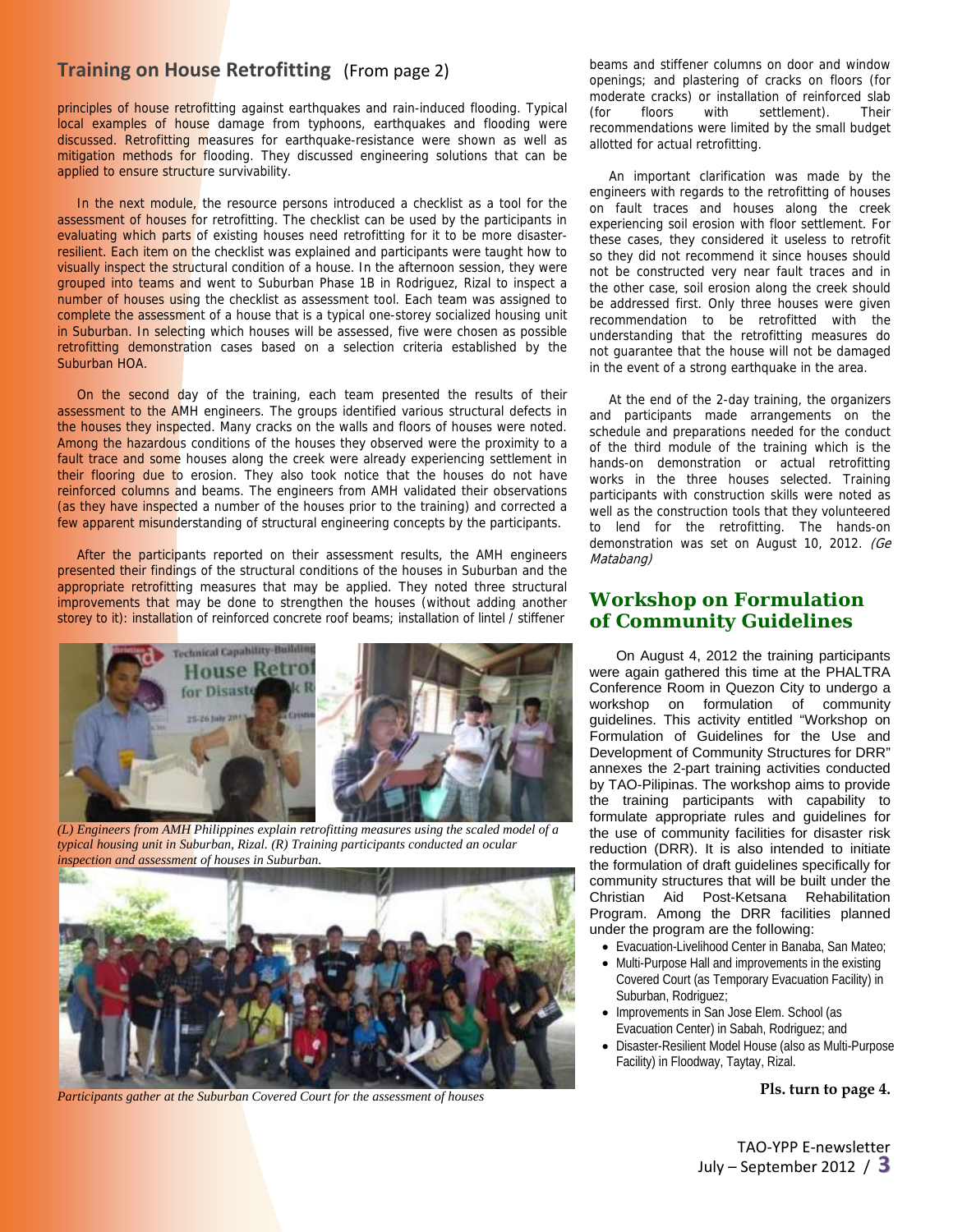## Training on House Retrofitting (From page 2)

principles of house retrofitting against earthquakes and rain-induced flooding. Typical local examples of house damage from typhoons, earthquakes and flooding were discussed. Retrofitting measures for earthquake-resistance were shown as well as mitigation methods for flooding. They discussed engineering solutions that can be applied to ensure structure survivability.

In the next module, the resource persons introduced a checklist as a tool for the assessment of houses for retrofitting. The checklist can be used by the participants in evaluating which parts of existing houses need retrofitting for it to be more disaster-resilient. Each item on the checklist was explained and participants were taught how to visually inspect the structural condition of a house. In the afternoon session, they were grouped into teams and went to Suburban Phase 1B in Rodriguez, Rizal to inspect a number of houses using the checklist as assessment tool. Each team was assigned to complete the assessment of a house that is a typical one-storey socialized housing unit in Suburban. In selecting which houses will be assessed, five were chosen as possible retrofitting demonstration cases based on a selection criteria established by the Suburban HOA.

On the second day of the training, each team presented the results of their assessment to the AMH engineers. The groups identified various structural defects in the houses they inspected. Many cracks on the walls and floors of houses were noted. Among the hazardous conditions of the houses they observed were the proximity to a fault trace and some houses along the creek were already experiencing settlement in their flooring due to erosion. They also took notice that the houses do not have reinforced columns and beams. The engineers from AMH validated their observations (as they have inspected a number of the houses prior to the training) and corrected a few apparent misunderstanding of structural engineering concepts by the participants.

After the participants reported on their assessment results, the AMH engineers presented their findings of the structural conditions of the houses in Suburban and the appropriate retrofitting measures that may be applied. They noted three structural improvements that may be done to strengthen the houses (without adding another storey to it): installation of reinforced concrete roof beams; installation of lintel / stiffener beams and stiffener columns on door and window openings; and plastering of cracks on floors (for moderate cracks) or installation of reinforced slab (for floors with settlement). Their recommendations were limited by the small budget allotted for actual retrofitting.

*(L) Engineers from AMH Philippines explain retrofitting measures using the scaled model of a typical housing unit in Suburban, Rizal. (R) Training participants conducted an ocular inspection and assessment of houses in Suburban.*

*Participants gather at the Suburban Covered Court for the assessment of houses*

An important clarification was made by the engineers with regards to the retrofitting of houses on fault traces and houses along the creek experiencing soil erosion with floor settlement. For these cases, they considered it useless to retrofit so they did not recommend it since houses should not be constructed very near fault traces and in the other case, soil erosion along the creek should be addressed first. Only three houses were given recommendation to be retrofitted with the understanding that the retrofitting measures do not guarantee that the house will not be damaged in the event of a strong earthquake in the area.

At the end of the 2-day training, the organizers and participants made arrangements on the schedule and preparations needed for the conduct of the third module of the training which is the hands-on demonstration or actual retrofitting works in the three houses selected. Training participants with construction skills were noted as well as the construction tools that they volunteered to lend for the retrofitting. The hands-on demonstration was set on August 10, 2012. *(Ge Matabang)*

## Workshop on Formulation of Community Guidelines

On August 4, 2012 the training participants were again gathered this time at the PHALTRA Conference Room in Quezon City to undergo a workshop on formulation of community guidelines. This activity entitled "Workshop on Formulation of Guidelines for the Use and Development of Community Structures for DRR" annexes the 2-part training activities conducted by TAO-Pilipinas. The workshop aims to provide the training participants with capability to formulate appropriate rules and guidelines for the use of community facilities for disaster risk reduction (DRR). It is also intended to initiate the formulation of draft guidelines specifically for community structures that will be built under the Christian Aid Post-Ketsana Rehabilitation Program. Among the DRR facilities planned under the program are the following:

- Evacuation-Livelihood Center in Banaba, San Mateo;
- Multi-Purpose Hall and improvements in the existing Covered Court (as Temporary Evacuation Facility) in Suburban, Rodriguez;
- Improvements in San Jose Elem. School (as Evacuation Center) in Sabah, Rodriguez; and
- Disaster-Resilient Model House (also as Multi-Purpose Facility) in Floodway, Taytay, Rizal.

**Pls. turn to page 4.**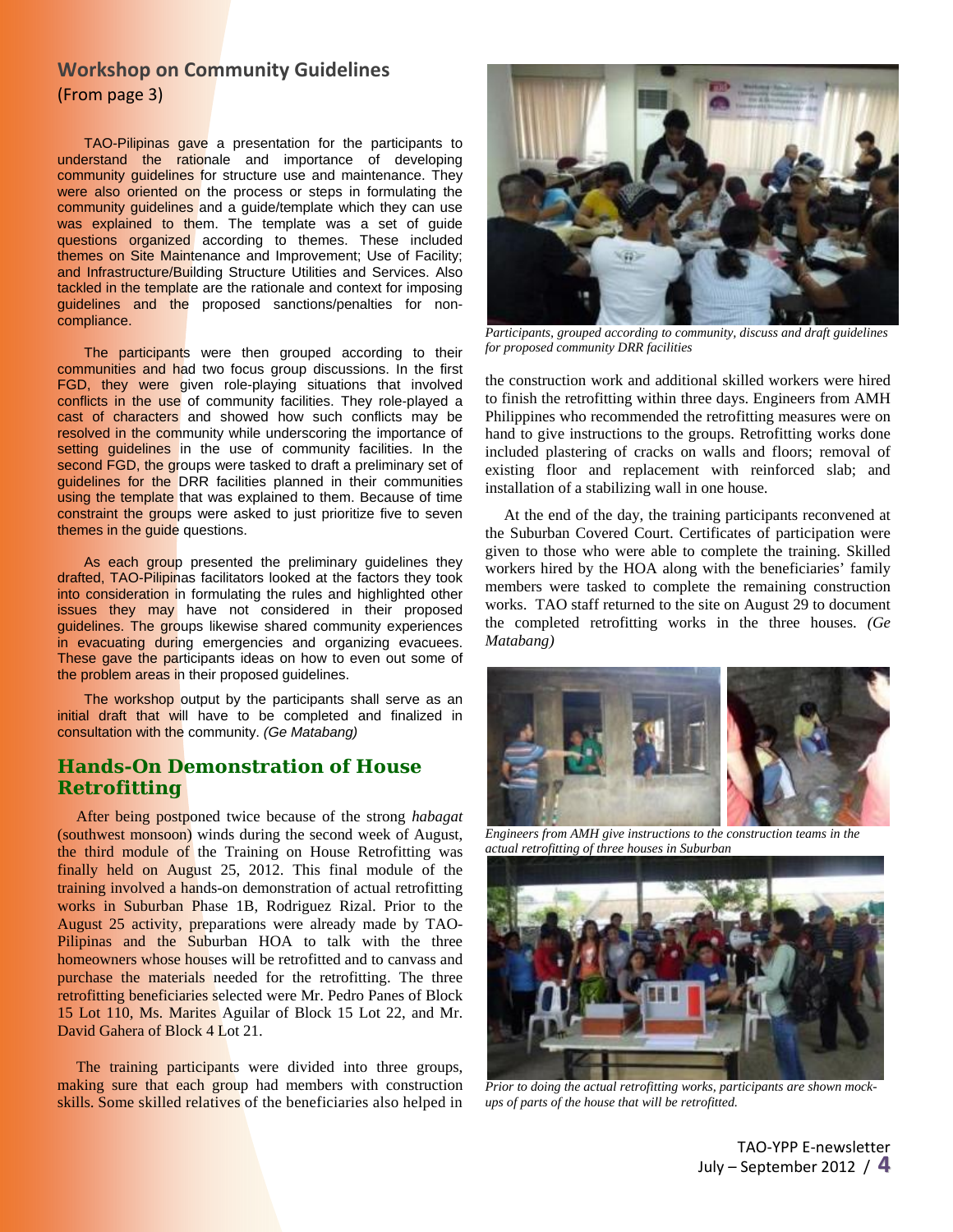## Workshop on Community Guidelines

(From page 3)

TAO-Pilipinas gave a presentation for the participants to understand the rationale and importance of developing community guidelines for structure use and maintenance. They were also oriented on the process or steps in formulating the community guidelines and a guide/template which they can use was explained to them. The template was a set of guide questions organized according to themes. These included themes on Site Maintenance and Improvement; Use of Facility; and Infrastructure/Building Structure Utilities and Services. Also tackled in the template are the rationale and context for imposing guidelines and the proposed sanctions/penalties for non-compliance.

The participants were then grouped according to their communities and had two focus group discussions. In the first FGD, they were given role-playing situations that involved conflicts in the use of community facilities. They role-played a cast of characters and showed how such conflicts may be resolved in the community while underscoring the importance of setting guidelines in the use of community facilities. In the second FGD, the groups were tasked to draft a preliminary set of guidelines for the DRR facilities planned in their communities using the template that was explained to them. Because of time constraint the groups were asked to just prioritize five to seven themes in the guide questions.

As each group presented the preliminary guidelines they drafted, TAO-Pilipinas facilitators looked at the factors they took into consideration in formulating the rules and highlighted other issues they may have not considered in their proposed guidelines. The groups likewise shared community experiences in evacuating during emergencies and organizing evacuees. These gave the participants ideas on how to even out some of the problem areas in their proposed guidelines.

The workshop output by the participants shall serve as an initial draft that will have to be completed and finalized in consultation with the community. *(Ge Matabang)*

*Participants, grouped according to community, discuss and draft guidelines for proposed community DRR facilities*

## Hands-On Demonstration of House Retrofitting

After being postponed twice because of the strong *habagat* (southwest monsoon) winds during the second week of August, the third module of the Training on House Retrofitting was finally held on August 25, 2012. This final module of the training involved a hands-on demonstration of actual retrofitting works in Suburban Phase 1B, Rodriguez Rizal. Prior to the August 25 activity, preparations were already made by TAO-Pilipinas and the Suburban HOA to talk with the three homeowners whose houses will be retrofitted and to canvass and purchase the materials needed for the retrofitting. The three retrofitting beneficiaries selected were Mr. Pedro Panes of Block 15 Lot 110, Ms. Marites Aguilar of Block 15 Lot 22, and Mr. David Gahera of Block 4 Lot 21.

The training participants were divided into three groups, making sure that each group had members with construction skills. Some skilled relatives of the beneficiaries also helped in the construction work and additional skilled workers were hired to finish the retrofitting within three days. Engineers from AMH Philippines who recommended the retrofitting measures were on hand to give instructions to the groups. Retrofitting works done included plastering of cracks on walls and floors; removal of existing floor and replacement with reinforced slab; and installation of a stabilizing wall in one house.

At the end of the day, the training participants reconvened at the Suburban Covered Court. Certificates of participation were given to those who were able to complete the training. Skilled workers hired by the HOA along with the beneficiaries' family members were tasked to complete the remaining construction works. TAO staff returned to the site on August 29 to document the completed retrofitting works in the three houses. *(Ge Matabang)*

*Engineers from AMH give instructions to the construction teams in the actual retrofitting of three houses in Suburban*

*Prior to doing the actual retrofitting works, participants are shown mock-ups of parts of the house that will be retrofitted.*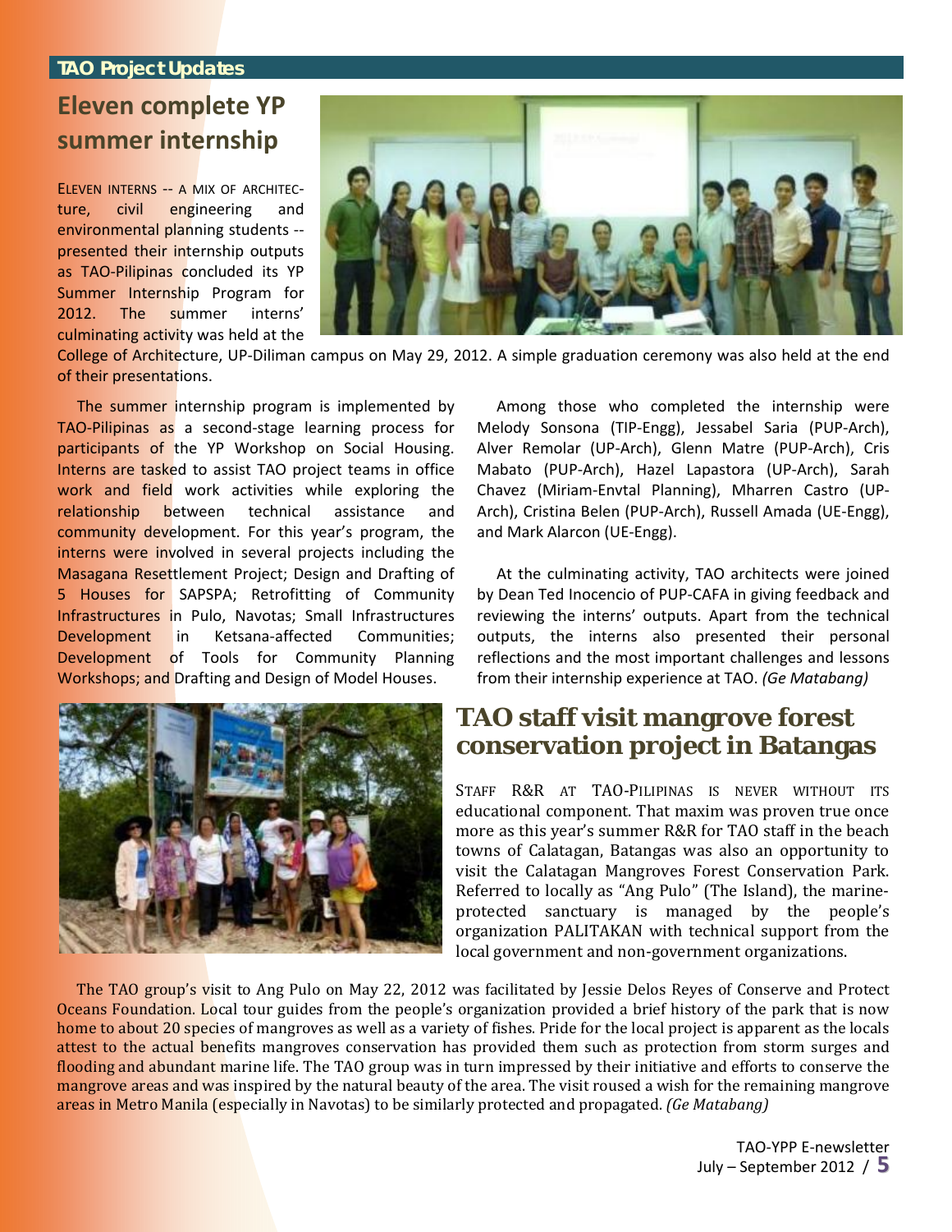**TAO Project Updates**

## Eleven complete YP summer internship

ELEVEN INTERNS -- A MIX OF ARCHITECTURE, civil engineering and environmental planning students -- presented their internship outputs as TAO-Pilipinas concluded its YP Summer Internship Program for 2012. The summer interns' culminating activity was held at the College of Architecture, UP-Diliman campus on May 29, 2012. A simple graduation ceremony was also held at the end of their presentations.

The summer internship program is implemented by TAO-Pilipinas as a second-stage learning process for participants of the YP Workshop on Social Housing. Interns are tasked to assist TAO project teams in office work and field work activities while exploring the relationship between technical assistance and community development. For this year's program, the interns were involved in several projects including the Masagana Resettlement Project; Design and Drafting of 5 Houses for SAPSPA; Retrofitting of Community Infrastructures in Pulo, Navotas; Small Infrastructures Development in Ketsana-affected Communities; Development of Tools for Community Planning Workshops; and Drafting and Design of Model Houses.

Among those who completed the internship were Melody Sonsona (TIP-Engg), Jessabel Saria (PUP-Arch), Alver Remolar (UP-Arch), Glenn Matre (PUP-Arch), Cris Mabato (PUP-Arch), Hazel Lapastora (UP-Arch), Sarah Chavez (Miriam-Envtal Planning), Mharren Castro (UP-Arch), Cristina Belen (PUP-Arch), Russell Amada (UE-Engg), and Mark Alarcon (UE-Engg).

At the culminating activity, TAO architects were joined by Dean Ted Inocencio of PUP-CAFA in giving feedback and reviewing the interns' outputs. Apart from the technical outputs, the interns also presented their personal reflections and the most important challenges and lessons from their internship experience at TAO. *(Ge Matabang)*

## TAO staff visit mangrove forest conservation project in Batangas

STAFF R&R AT TAO-PILIPINAS IS NEVER WITHOUT ITS educational component. That maxim was proven true once more as this year's summer R&R for TAO staff in the beach towns of Calatagan, Batangas was also an opportunity to visit the Calatagan Mangroves Forest Conservation Park. Referred to locally as "Ang Pulo" (The Island), the marine-protected sanctuary is managed by the people's organization PALITAKAN with technical support from the local government and non-government organizations.

The TAO group's visit to Ang Pulo on May 22, 2012 was facilitated by Jessie Delos Reyes of Conserve and Protect Oceans Foundation. Local tour guides from the people's organization provided a brief history of the park that is now home to about 20 species of mangroves as well as a variety of fishes. Pride for the local project is apparent as the locals attest to the actual benefits mangroves conservation has provided them such as protection from storm surges and flooding and abundant marine life. The TAO group was in turn impressed by their initiative and efforts to conserve the mangrove areas and was inspired by the natural beauty of the area. The visit roused a wish for the remaining mangrove areas in Metro Manila (especially in Navotas) to be similarly protected and propagated. *(Ge Matabang)*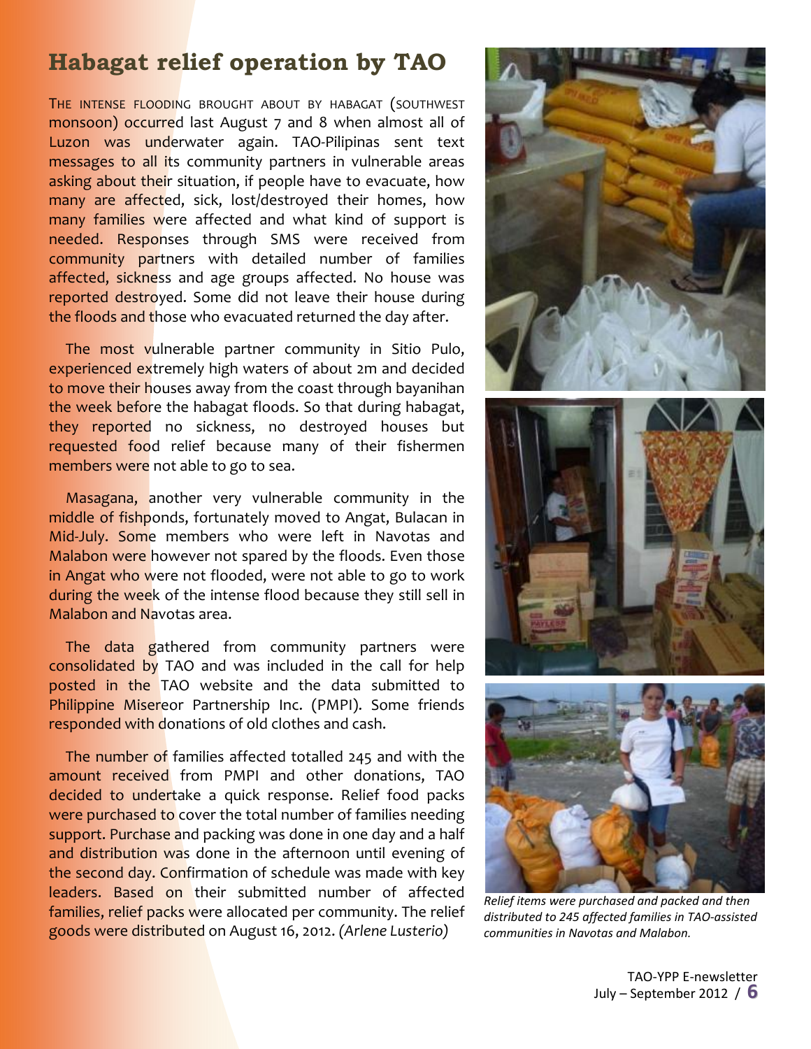# Habagat relief operation by TAO

THE INTENSE FLOODING BROUGHT ABOUT BY HABAGAT (SOUTHWEST monsoon) occurred last August 7 and 8 when almost all of Luzon was underwater again. TAO-Pilipinas sent text messages to all its community partners in vulnerable areas asking about their situation, if people have to evacuate, how many are affected, sick, lost/destroyed their homes, how many families were affected and what kind of support is needed. Responses through SMS were received from community partners with detailed number of families affected, sickness and age groups affected. No house was reported destroyed. Some did not leave their house during the floods and those who evacuated returned the day after.

The most vulnerable partner community in Sitio Pulo, experienced extremely high waters of about 2m and decided to move their houses away from the coast through bayanihan the week before the habagat floods. So that during habagat, they reported no sickness, no destroyed houses but requested food relief because many of their fishermen members were not able to go to sea.

Masagana, another very vulnerable community in the middle of fishponds, fortunately moved to Angat, Bulacan in Mid-July. Some members who were left in Navotas and Malabon were however not spared by the floods. Even those in Angat who were not flooded, were not able to go to work during the week of the intense flood because they still sell in Malabon and Navotas area.

The data gathered from community partners were consolidated by TAO and was included in the call for help posted in the TAO website and the data submitted to Philippine Misereor Partnership Inc. (PMPI). Some friends responded with donations of old clothes and cash.

The number of families affected totalled 245 and with the amount received from PMPI and other donations, TAO decided to undertake a quick response. Relief food packs were purchased to cover the total number of families needing support. Purchase and packing was done in one day and a half and distribution was done in the afternoon until evening of the second day. Confirmation of schedule was made with key leaders. Based on their submitted number of affected families, relief packs were allocated per community. The relief goods were distributed on August 16, 2012. *(Arlene Lusterio)*

*Relief items were purchased and packed and then distributed to 245 affected families in TAO-assisted communities in Navotas and Malabon.*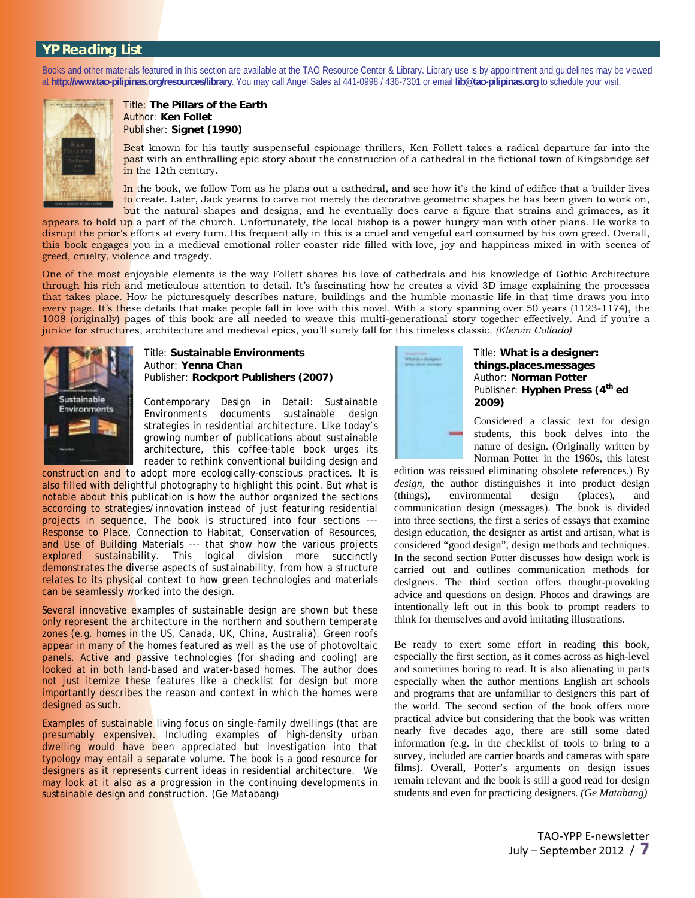## YP Reading List

Books and other materials featured in this section are available at the TAO Resource Center & Library. Library use is by appointment and guidelines may be viewed at **http://www.tao-pilipinas.org/resources/library**. You may call Angel Sales at 441-0998 / 436-7301 or email **lib@tao-pilipinas.org** to schedule your visit.

Title: **The Pillars of the Earth**
Author: **Ken Follet**
Publisher: **Signet (1990)**

Best known for his tautly suspenseful espionage thrillers, Ken Follett takes a radical departure far into the past with an enthralling epic story about the construction of a cathedral in the fictional town of Kingsbridge set in the 12th century.

In the book, we follow Tom as he plans out a cathedral, and see how it's the kind of edifice that a builder lives to create. Later, Jack yearns to carve not merely the decorative geometric shapes he has been given to work on, but the natural shapes and designs, and he eventually does carve a figure that strains and grimaces, as it appears to hold up a part of the church. Unfortunately, the local bishop is a power hungry man with other plans. He works to disrupt the prior's efforts at every turn. His frequent ally in this is a cruel and vengeful earl consumed by his own greed. Overall, this book engages you in a medieval emotional roller coaster ride filled with love, joy and happiness mixed in with scenes of greed, cruelty, violence and tragedy.

One of the most enjoyable elements is the way Follett shares his love of cathedrals and his knowledge of Gothic Architecture through his rich and meticulous attention to detail. It's fascinating how he creates a vivid 3D image explaining the processes that takes place. How he picturesquely describes nature, buildings and the humble monastic life in that time draws you into every page. It's these details that make people fall in love with this novel. With a story spanning over 50 years (1123-1174), the 1008 (originally) pages of this book are all needed to weave this multi-generational story together effectively. And if you're a junkie for structures, architecture and medieval epics, you'll surely fall for this timeless classic. *(Klervin Collado)*

Title: **Sustainable Environments**
Author: **Yenna Chan**
Publisher: **Rockport Publishers (2007)**

Contemporary Design in Detail: Sustainable Environments documents sustainable design strategies in residential architecture. Like today's growing number of publications about sustainable architecture, this coffee-table book urges its reader to rethink conventional building design and construction and to adopt more ecologically-conscious practices. It is also filled with delightful photography to highlight this point. But what is notable about this publication is how the author organized the sections according to strategies/innovation instead of just featuring residential projects in sequence. The book is structured into four sections --- Response to Place, Connection to Habitat, Conservation of Resources, and Use of Building Materials --- that show how the various projects explored sustainability. This logical division more succinctly demonstrates the diverse aspects of sustainability, from how a structure relates to its physical context to how green technologies and materials can be seamlessly worked into the design.

Several innovative examples of sustainable design are shown but these only represent the architecture in the northern and southern temperate zones (e.g. homes in the US, Canada, UK, China, Australia). Green roofs appear in many of the homes featured as well as the use of photovoltaic panels. Active and passive technologies (for shading and cooling) are looked at in both land-based and water-based homes. The author does not just itemize these features like a checklist for design but more importantly describes the reason and context in which the homes were designed as such.

Examples of sustainable living focus on single-family dwellings (that are presumably expensive). Including examples of high-density urban dwelling would have been appreciated but investigation into that typology may entail a separate volume. The book is a good resource for designers as it represents current ideas in residential architecture. We may look at it also as a progression in the continuing developments in sustainable design and construction. (Ge Matabang)

Title: **What is a designer: things.places.messages**
Author: **Norman Potter**
Publisher: **Hyphen Press (4th ed 2009)**

Considered a classic text for design students, this book delves into the nature of design. (Originally written by Norman Potter in the 1960s, this latest edition was reissued eliminating obsolete references.) By *design*, the author distinguishes it into product design (things), environmental design (places), and communication design (messages). The book is divided into three sections, the first a series of essays that examine design education, the designer as artist and artisan, what is considered "good design", design methods and techniques. In the second section Potter discusses how design work is carried out and outlines communication methods for designers. The third section offers thought-provoking advice and questions on design. Photos and drawings are intentionally left out in this book to prompt readers to think for themselves and avoid imitating illustrations.

Be ready to exert some effort in reading this book, especially the first section, as it comes across as high-level and sometimes boring to read. It is also alienating in parts especially when the author mentions English art schools and programs that are unfamiliar to designers this part of the world. The second section of the book offers more practical advice but considering that the book was written nearly five decades ago, there are still some dated information (e.g. in the checklist of tools to bring to a survey, included are carrier boards and cameras with spare films). Overall, Potter's arguments on design issues remain relevant and the book is still a good read for design students and even for practicing designers. *(Ge Matabang)*